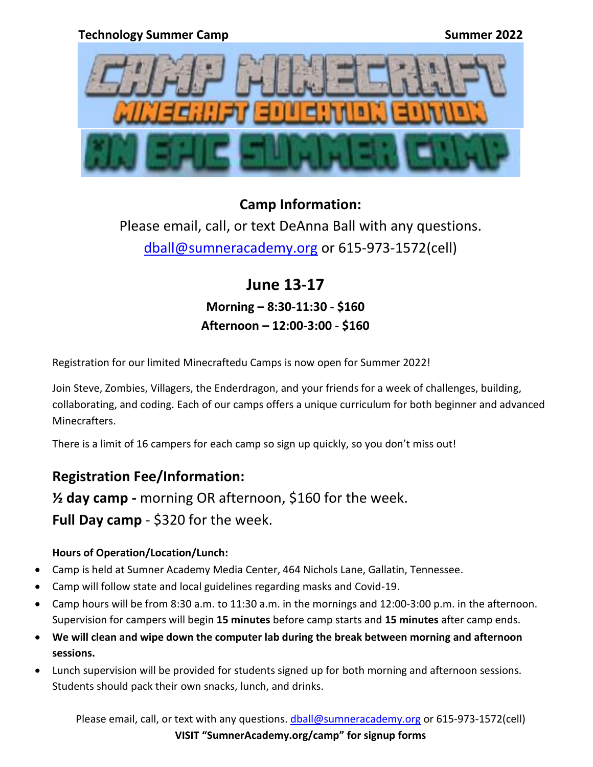**Technology Summer Camp** **Summer 2022**

# CAMP MINECRAFT

## MINECRAFT EDUCATION EDITION

## AN EPIC SUMMER CAMP

### Camp Information:

Please email, call, or text DeAnna Ball with any questions.

dball@sumneracademy.org or 615-973-1572(cell)

## June 13-17

**Morning – 8:30-11:30 - $160**

**Afternoon – 12:00-3:00 - $160**

Registration for our limited Minecraftedu Camps is now open for Summer 2022!

Join Steve, Zombies, Villagers, the Enderdragon, and your friends for a week of challenges, building, collaborating, and coding. Each of our camps offers a unique curriculum for both beginner and advanced Minecrafters.

There is a limit of 16 campers for each camp so sign up quickly, so you don't miss out!

### Registration Fee/Information:

**½ day camp -** morning OR afternoon, $160 for the week.

**Full Day camp** - $320 for the week.

**Hours of Operation/Location/Lunch:**

- Camp is held at Sumner Academy Media Center, 464 Nichols Lane, Gallatin, Tennessee.
- Camp will follow state and local guidelines regarding masks and Covid-19.
- Camp hours will be from 8:30 a.m. to 11:30 a.m. in the mornings and 12:00-3:00 p.m. in the afternoon. Supervision for campers will begin **15 minutes** before camp starts and **15 minutes** after camp ends.
- **We will clean and wipe down the computer lab during the break between morning and afternoon sessions.**
- Lunch supervision will be provided for students signed up for both morning and afternoon sessions. Students should pack their own snacks, lunch, and drinks.

Please email, call, or text with any questions. dball@sumneracademy.org or 615-973-1572(cell)

**VISIT "SumnerAcademy.org/camp" for signup forms**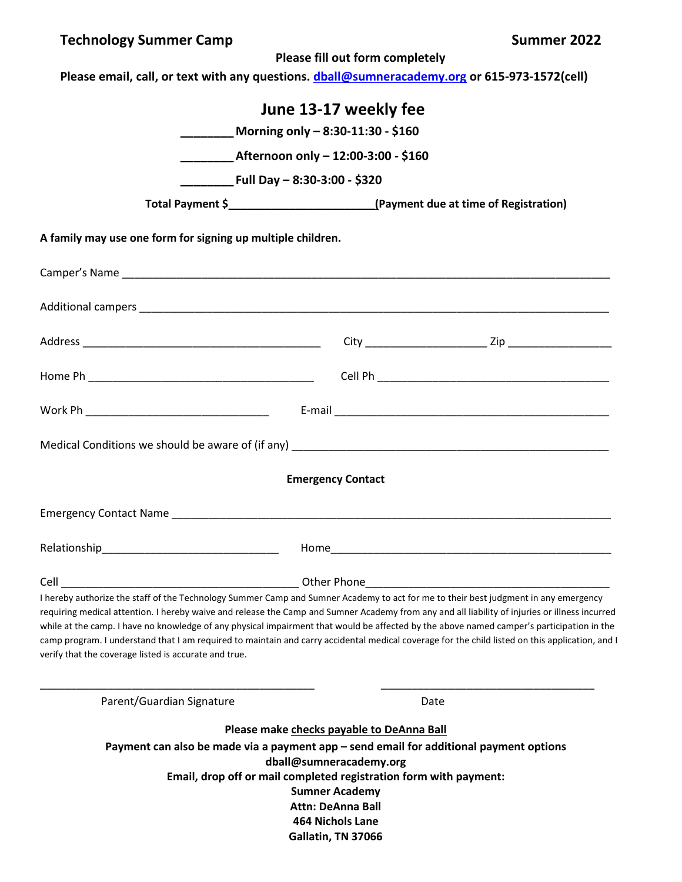**Technology Summer Camp** **Summer 2022**

**Please fill out form completely**

**Please email, call, or text with any questions. dball@sumneracademy.org or 615-973-1572(cell)**

## June 13-17 weekly fee

**________ Morning only – 8:30-11:30 - $160**

**________ Afternoon only – 12:00-3:00 - $160**

**________ Full Day – 8:30-3:00 - $320**

**Total Payment $______________________(Payment due at time of Registration)**

**A family may use one form for signing up multiple children.**

Camper's Name ___________________________________________________________________________

Additional campers ________________________________________________________________________

Address ____________________________________ City ___________________ Zip ________________

Home Ph ___________________________________ Cell Ph ____________________________________

Work Ph ___________________________ E-mail __________________________________________

Medical Conditions we should be aware of (if any) _________________________________________________

**Emergency Contact**

Emergency Contact Name _______________________________________________________________

Relationship___________________________ Home____________________________________________

Cell ____________________________________ Other Phone______________________________________

I hereby authorize the staff of the Technology Summer Camp and Sumner Academy to act for me to their best judgment in any emergency requiring medical attention. I hereby waive and release the Camp and Sumner Academy from any and all liability of injuries or illness incurred while at the camp. I have no knowledge of any physical impairment that would be affected by the above named camper's participation in the camp program. I understand that I am required to maintain and carry accidental medical coverage for the child listed on this application, and I verify that the coverage listed is accurate and true.

___________________________________________ ________________________________

Parent/Guardian Signature Date

**Please make checks payable to DeAnna Ball**

**Payment can also be made via a payment app – send email for additional payment options**

**dball@sumneracademy.org**

**Email, drop off or mail completed registration form with payment:**

**Sumner Academy**

**Attn: DeAnna Ball**

**464 Nichols Lane**

**Gallatin, TN 37066**